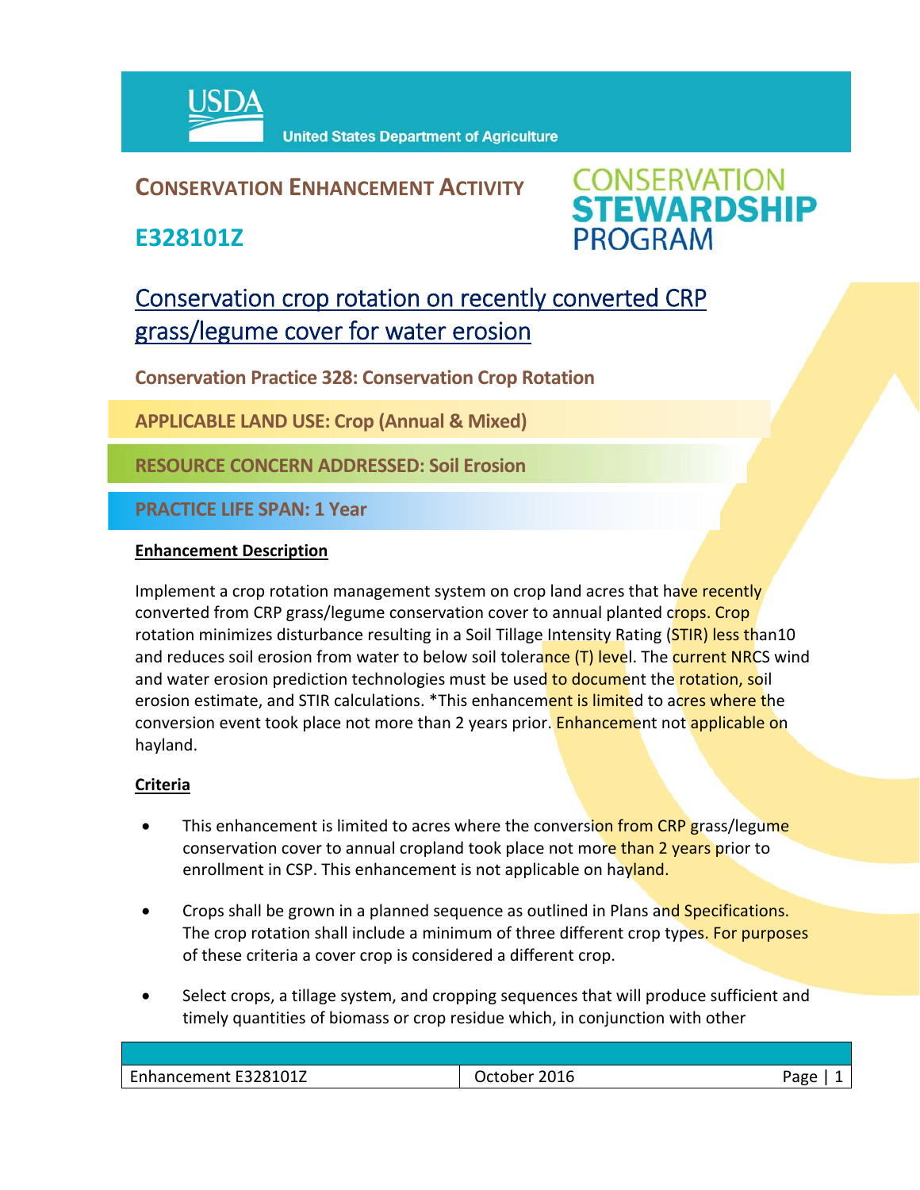USDA United States Department of Agriculture

# CONSERVATION ENHANCEMENT ACTIVITY

# E328101Z

CONSERVATION STEWARDSHIP PROGRAM

## Conservation crop rotation on recently converted CRP grass/legume cover for water erosion

**Conservation Practice 328: Conservation Crop Rotation**

**APPLICABLE LAND USE: Crop (Annual & Mixed)**

**RESOURCE CONCERN ADDRESSED: Soil Erosion**

**PRACTICE LIFE SPAN: 1 Year**

### Enhancement Description

Implement a crop rotation management system on crop land acres that have recently converted from CRP grass/legume conservation cover to annual planted crops. Crop rotation minimizes disturbance resulting in a Soil Tillage Intensity Rating (STIR) less than10 and reduces soil erosion from water to below soil tolerance (T) level. The current NRCS wind and water erosion prediction technologies must be used to document the rotation, soil erosion estimate, and STIR calculations. *This enhancement is limited to acres where the conversion event took place not more than 2 years prior. Enhancement not applicable on hayland.

### Criteria

- This enhancement is limited to acres where the conversion from CRP grass/legume conservation cover to annual cropland took place not more than 2 years prior to enrollment in CSP. This enhancement is not applicable on hayland.
- Crops shall be grown in a planned sequence as outlined in Plans and Specifications. The crop rotation shall include a minimum of three different crop types. For purposes of these criteria a cover crop is considered a different crop.
- Select crops, a tillage system, and cropping sequences that will produce sufficient and timely quantities of biomass or crop residue which, in conjunction with other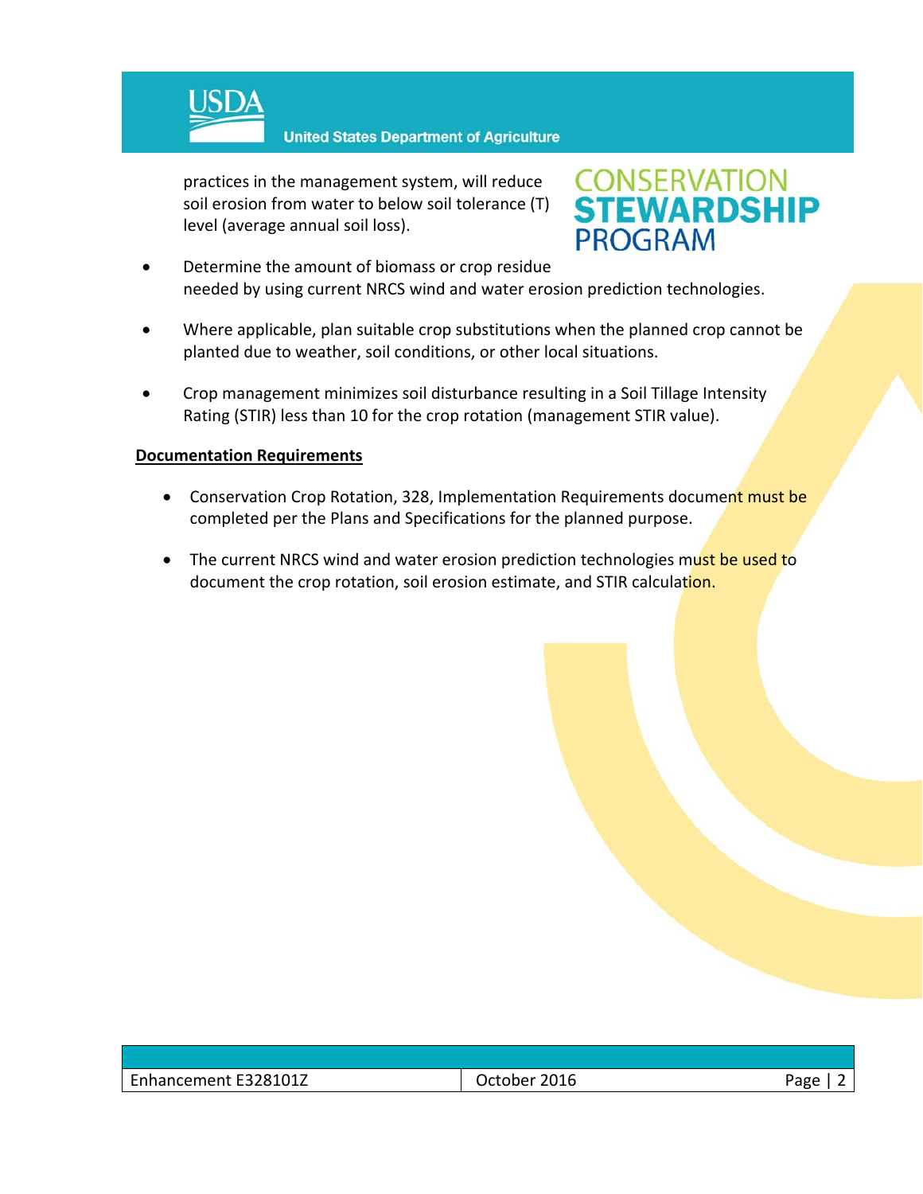practices in the management system, will reduce soil erosion from water to below soil tolerance (T) level (average annual soil loss).

- Determine the amount of biomass or crop residue needed by using current NRCS wind and water erosion prediction technologies.
- Where applicable, plan suitable crop substitutions when the planned crop cannot be planted due to weather, soil conditions, or other local situations.
- Crop management minimizes soil disturbance resulting in a Soil Tillage Intensity Rating (STIR) less than 10 for the crop rotation (management STIR value).

**Documentation Requirements**

- Conservation Crop Rotation, 328, Implementation Requirements document must be completed per the Plans and Specifications for the planned purpose.
- The current NRCS wind and water erosion prediction technologies must be used to document the crop rotation, soil erosion estimate, and STIR calculation.